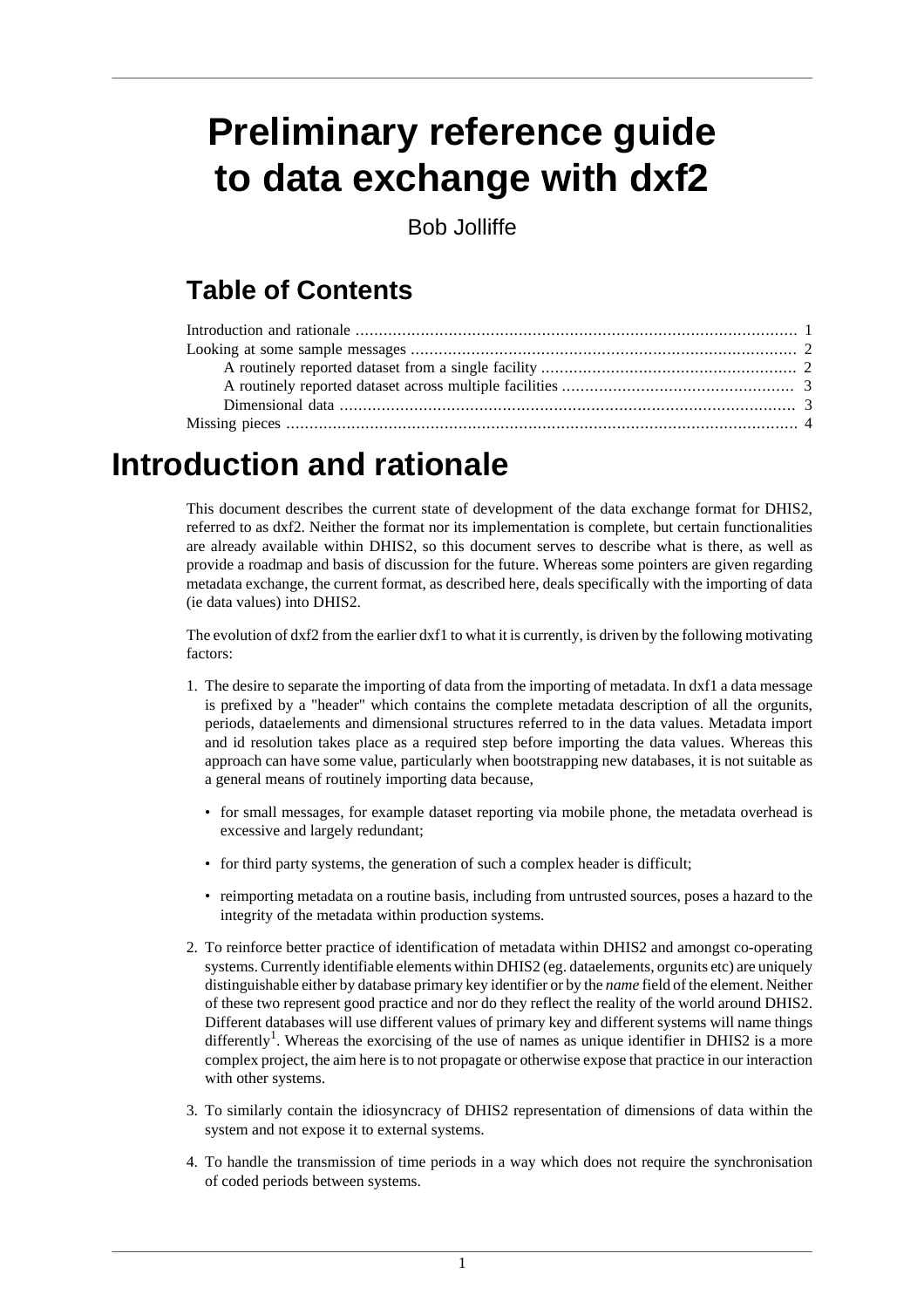# Preliminary reference guide to data exchange with dxf2

Bob Jolliffe

## Table of Contents

- Introduction and rationale ..... 1
- Looking at some sample messages ..... 2
  - A routinely reported dataset from a single facility ..... 2
  - A routinely reported dataset across multiple facilities ..... 3
  - Dimensional data ..... 3
- Missing pieces ..... 4

# Introduction and rationale

This document describes the current state of development of the data exchange format for DHIS2, referred to as dxf2. Neither the format nor its implementation is complete, but certain functionalities are already available within DHIS2, so this document serves to describe what is there, as well as provide a roadmap and basis of discussion for the future. Whereas some pointers are given regarding metadata exchange, the current format, as described here, deals specifically with the importing of data (ie data values) into DHIS2.

The evolution of dxf2 from the earlier dxf1 to what it is currently, is driven by the following motivating factors:

1. The desire to separate the importing of data from the importing of metadata. In dxf1 a data message is prefixed by a "header" which contains the complete metadata description of all the orgunits, periods, dataelements and dimensional structures referred to in the data values. Metadata import and id resolution takes place as a required step before importing the data values. Whereas this approach can have some value, particularly when bootstrapping new databases, it is not suitable as a general means of routinely importing data because,
   - for small messages, for example dataset reporting via mobile phone, the metadata overhead is excessive and largely redundant;
   - for third party systems, the generation of such a complex header is difficult;
   - reimporting metadata on a routine basis, including from untrusted sources, poses a hazard to the integrity of the metadata within production systems.
2. To reinforce better practice of identification of metadata within DHIS2 and amongst co-operating systems. Currently identifiable elements within DHIS2 (eg. dataelements, orgunits etc) are uniquely distinguishable either by database primary key identifier or by the *name* field of the element. Neither of these two represent good practice and nor do they reflect the reality of the world around DHIS2. Different databases will use different values of primary key and different systems will name things differently[1]. Whereas the exorcising of the use of names as unique identifier in DHIS2 is a more complex project, the aim here is to not propagate or otherwise expose that practice in our interaction with other systems.
3. To similarly contain the idiosyncracy of DHIS2 representation of dimensions of data within the system and not expose it to external systems.
4. To handle the transmission of time periods in a way which does not require the synchronisation of coded periods between systems.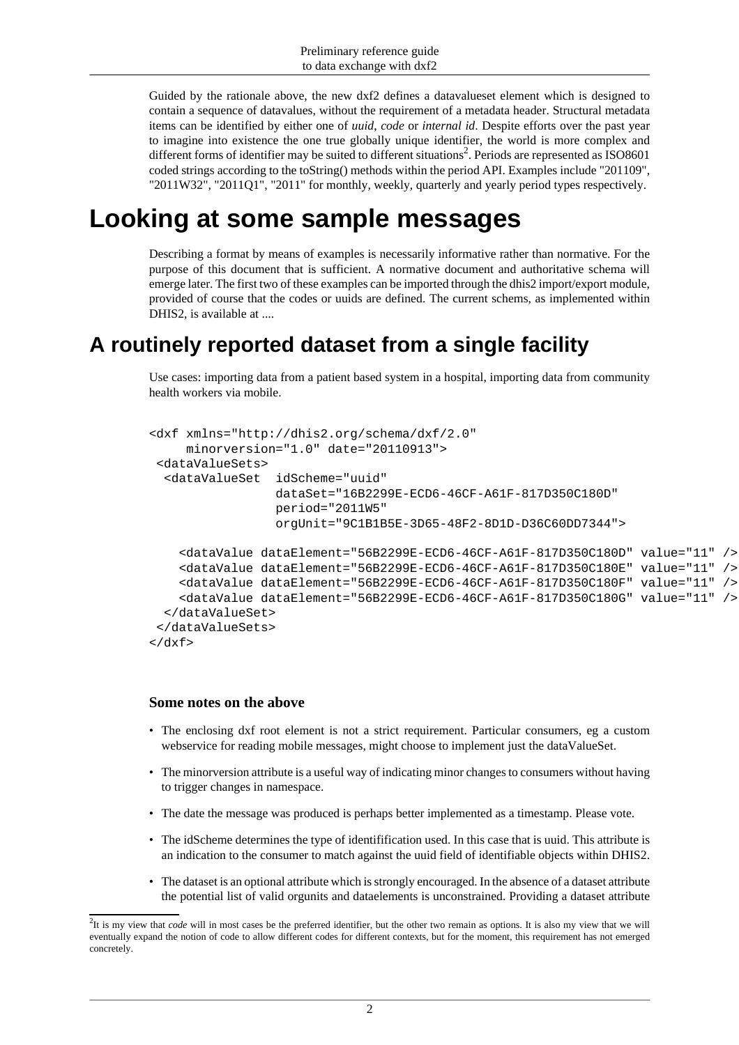Guided by the rationale above, the new dxf2 defines a datavalueset element which is designed to contain a sequence of datavalues, without the requirement of a metadata header. Structural metadata items can be identified by either one of *uuid*, *code* or *internal id*. Despite efforts over the past year to imagine into existence the one true globally unique identifier, the world is more complex and different forms of identifier may be suited to different situations[2]. Periods are represented as ISO8601 coded strings according to the toString() methods within the period API. Examples include "201109", "2011W32", "2011Q1", "2011" for monthly, weekly, quarterly and yearly period types respectively.

# Looking at some sample messages

Describing a format by means of examples is necessarily informative rather than normative. For the purpose of this document that is sufficient. A normative document and authoritative schema will emerge later. The first two of these examples can be imported through the dhis2 import/export module, provided of course that the codes or uuids are defined. The current schems, as implemented within DHIS2, is available at ....

## A routinely reported dataset from a single facility

Use cases: importing data from a patient based system in a hospital, importing data from community health workers via mobile.

```
<dxf xmlns="http://dhis2.org/schema/dxf/2.0"
     minorversion="1.0" date="20110913">
 <dataValueSets>
  <dataValueSet  idScheme="uuid"
                 dataSet="16B2299E-ECD6-46CF-A61F-817D350C180D"
                 period="2011W5"
                 orgUnit="9C1B1B5E-3D65-48F2-8D1D-D36C60DD7344">

    <dataValue dataElement="56B2299E-ECD6-46CF-A61F-817D350C180D" value="11" />
    <dataValue dataElement="56B2299E-ECD6-46CF-A61F-817D350C180E" value="11" />
    <dataValue dataElement="56B2299E-ECD6-46CF-A61F-817D350C180F" value="11" />
    <dataValue dataElement="56B2299E-ECD6-46CF-A61F-817D350C180G" value="11" />
  </dataValueSet>
 </dataValueSets>
</dxf>
```

#### Some notes on the above

- The enclosing dxf root element is not a strict requirement. Particular consumers, eg a custom webservice for reading mobile messages, might choose to implement just the dataValueSet.
- The minorversion attribute is a useful way of indicating minor changes to consumers without having to trigger changes in namespace.
- The date the message was produced is perhaps better implemented as a timestamp. Please vote.
- The idScheme determines the type of identifification used. In this case that is uuid. This attribute is an indication to the consumer to match against the uuid field of identifiable objects within DHIS2.
- The dataset is an optional attribute which is strongly encouraged. In the absence of a dataset attribute the potential list of valid orgunits and dataelements is unconstrained. Providing a dataset attribute

[2] It is my view that *code* will in most cases be the preferred identifier, but the other two remain as options. It is also my view that we will eventually expand the notion of code to allow different codes for different contexts, but for the moment, this requirement has not emerged concretely.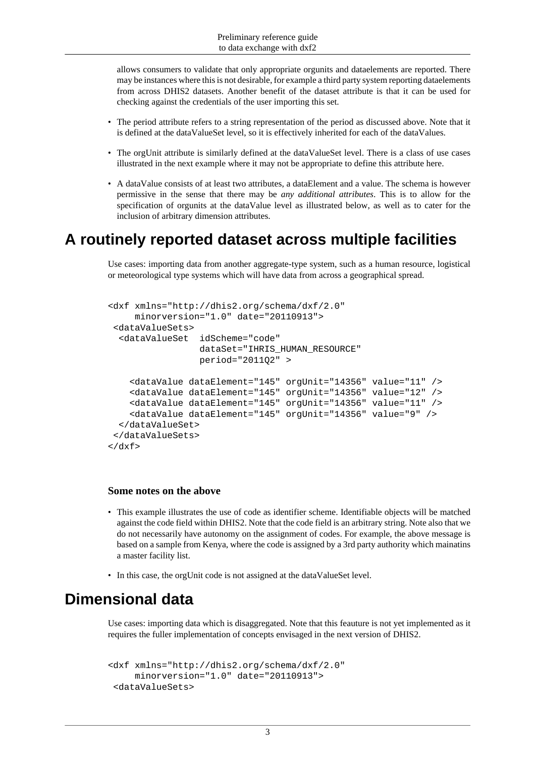allows consumers to validate that only appropriate orgunits and dataelements are reported. There may be instances where this is not desirable, for example a third party system reporting dataelements from across DHIS2 datasets. Another benefit of the dataset attribute is that it can be used for checking against the credentials of the user importing this set.

- The period attribute refers to a string representation of the period as discussed above. Note that it is defined at the dataValueSet level, so it is effectively inherited for each of the dataValues.
- The orgUnit attribute is similarly defined at the dataValueSet level. There is a class of use cases illustrated in the next example where it may not be appropriate to define this attribute here.
- A dataValue consists of at least two attributes, a dataElement and a value. The schema is however permissive in the sense that there may be *any additional attributes*. This is to allow for the specification of orgunits at the dataValue level as illustrated below, as well as to cater for the inclusion of arbitrary dimension attributes.

# A routinely reported dataset across multiple facilities

Use cases: importing data from another aggregate-type system, such as a human resource, logistical or meteorological type systems which will have data from across a geographical spread.

```
<dxf xmlns="http://dhis2.org/schema/dxf/2.0"
     minorversion="1.0" date="20110913">
 <dataValueSets>
  <dataValueSet  idScheme="code"
                 dataSet="IHRIS_HUMAN_RESOURCE"
                 period="2011Q2" >

    <dataValue dataElement="145" orgUnit="14356" value="11" />
    <dataValue dataElement="145" orgUnit="14356" value="12" />
    <dataValue dataElement="145" orgUnit="14356" value="11" />
    <dataValue dataElement="145" orgUnit="14356" value="9" />
  </dataValueSet>
 </dataValueSets>
</dxf>
```

### Some notes on the above

- This example illustrates the use of code as identifier scheme. Identifiable objects will be matched against the code field within DHIS2. Note that the code field is an arbitrary string. Note also that we do not necessarily have autonomy on the assignment of codes. For example, the above message is based on a sample from Kenya, where the code is assigned by a 3rd party authority which mainatins a master facility list.
- In this case, the orgUnit code is not assigned at the dataValueSet level.

# Dimensional data

Use cases: importing data which is disaggregated. Note that this feauture is not yet implemented as it requires the fuller implementation of concepts envisaged in the next version of DHIS2.

```
<dxf xmlns="http://dhis2.org/schema/dxf/2.0"
     minorversion="1.0" date="20110913">
 <dataValueSets>
```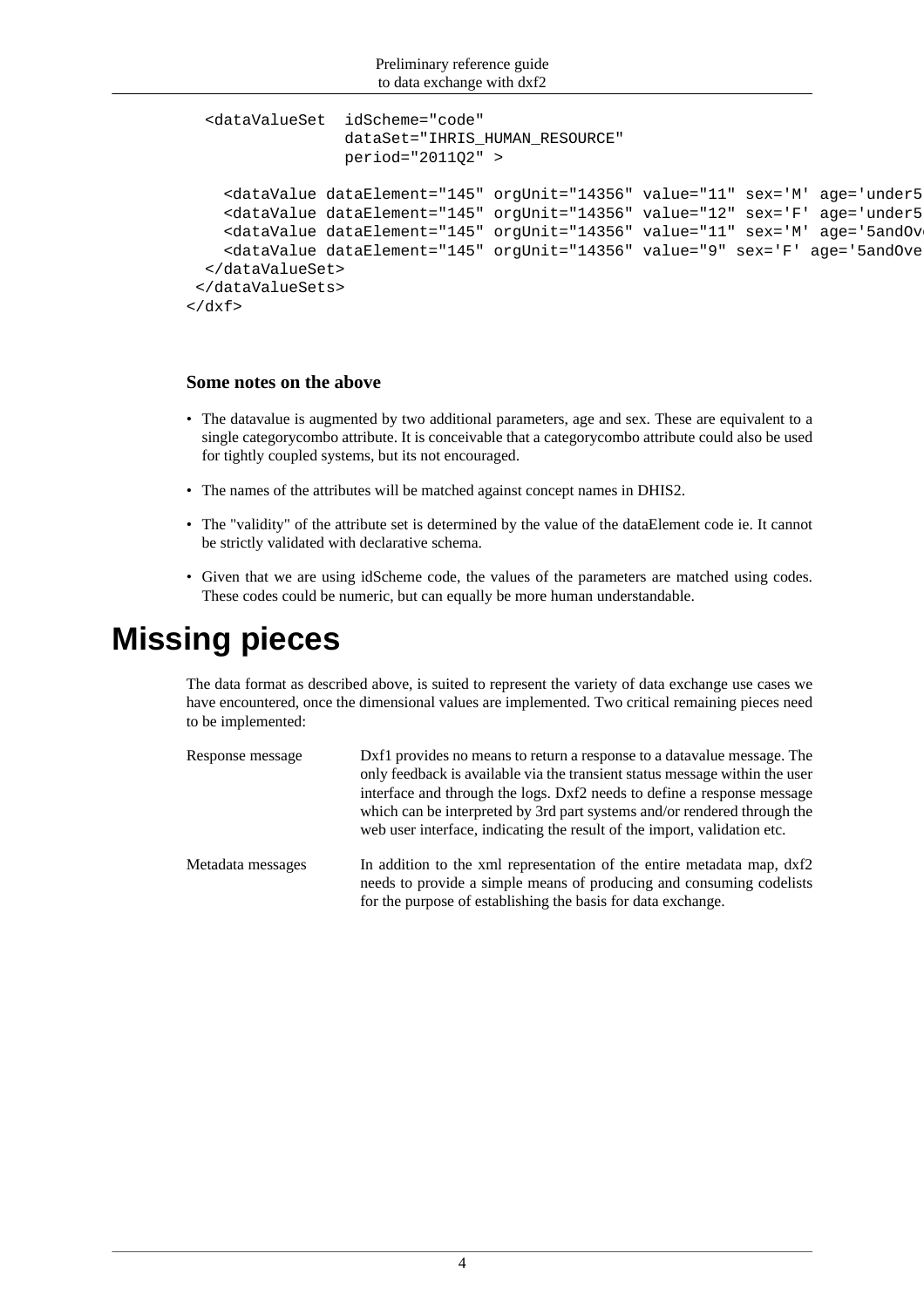```
  <dataValueSet  idScheme="code"
                 dataSet="IHRIS_HUMAN_RESOURCE"
                 period="2011Q2" >

    <dataValue dataElement="145" orgUnit="14356" value="11" sex='M' age='under5
    <dataValue dataElement="145" orgUnit="14356" value="12" sex='F' age='under5
    <dataValue dataElement="145" orgUnit="14356" value="11" sex='M' age='5andOv
    <dataValue dataElement="145" orgUnit="14356" value="9" sex='F' age='5andOve
  </dataValueSet>
 </dataValueSets>
</dxf>
```

### Some notes on the above

- The datavalue is augmented by two additional parameters, age and sex. These are equivalent to a single categorycombo attribute. It is conceivable that a categorycombo attribute could also be used for tightly coupled systems, but its not encouraged.
- The names of the attributes will be matched against concept names in DHIS2.
- The "validity" of the attribute set is determined by the value of the dataElement code ie. It cannot be strictly validated with declarative schema.
- Given that we are using idScheme code, the values of the parameters are matched using codes. These codes could be numeric, but can equally be more human understandable.

# Missing pieces

The data format as described above, is suited to represent the variety of data exchange use cases we have encountered, once the dimensional values are implemented. Two critical remaining pieces need to be implemented:

Response message
: Dxf1 provides no means to return a response to a datavalue message. The only feedback is available via the transient status message within the user interface and through the logs. Dxf2 needs to define a response message which can be interpreted by 3rd part systems and/or rendered through the web user interface, indicating the result of the import, validation etc.

Metadata messages
: In addition to the xml representation of the entire metadata map, dxf2 needs to provide a simple means of producing and consuming codelists for the purpose of establishing the basis for data exchange.